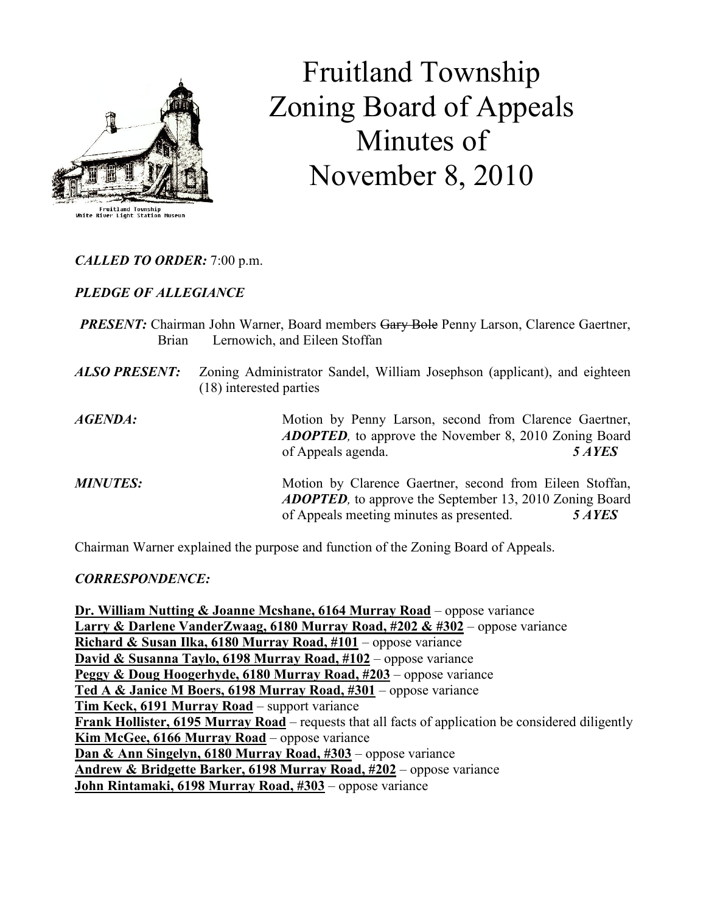# Fruitland Township Zoning Board of Appeals Minutes of November 8, 2010

Fruitland Township
White River Light Station Museum

***CALLED TO ORDER:*** 7:00 p.m.

***PLEDGE OF ALLEGIANCE***

***PRESENT:*** Chairman John Warner, Board members ~~Gary Bole~~ Penny Larson, Clarence Gaertner, Brian Lernowich, and Eileen Stoffan

***ALSO PRESENT:*** Zoning Administrator Sandel, William Josephson (applicant), and eighteen (18) interested parties

***AGENDA:*** Motion by Penny Larson, second from Clarence Gaertner, ***ADOPTED,*** to approve the November 8, 2010 Zoning Board of Appeals agenda. ***5 AYES***

***MINUTES:*** Motion by Clarence Gaertner, second from Eileen Stoffan, ***ADOPTED,*** to approve the September 13, 2010 Zoning Board of Appeals meeting minutes as presented. ***5 AYES***

Chairman Warner explained the purpose and function of the Zoning Board of Appeals.

***CORRESPONDENCE:***

**Dr. William Nutting & Joanne Mcshane, 6164 Murray Road** – oppose variance
**Larry & Darlene VanderZwaag, 6180 Murray Road, #202 & #302** – oppose variance
**Richard & Susan Ilka, 6180 Murray Road, #101** – oppose variance
**David & Susanna Taylo, 6198 Murray Road, #102** – oppose variance
**Peggy & Doug Hoogerhyde, 6180 Murray Road, #203** – oppose variance
**Ted A & Janice M Boers, 6198 Murray Road, #301** – oppose variance
**Tim Keck, 6191 Murray Road** – support variance
**Frank Hollister, 6195 Murray Road** – requests that all facts of application be considered diligently
**Kim McGee, 6166 Murray Road** – oppose variance
**Dan & Ann Singelyn, 6180 Murray Road, #303** – oppose variance
**Andrew & Bridgette Barker, 6198 Murray Road, #202** – oppose variance
**John Rintamaki, 6198 Murray Road, #303** – oppose variance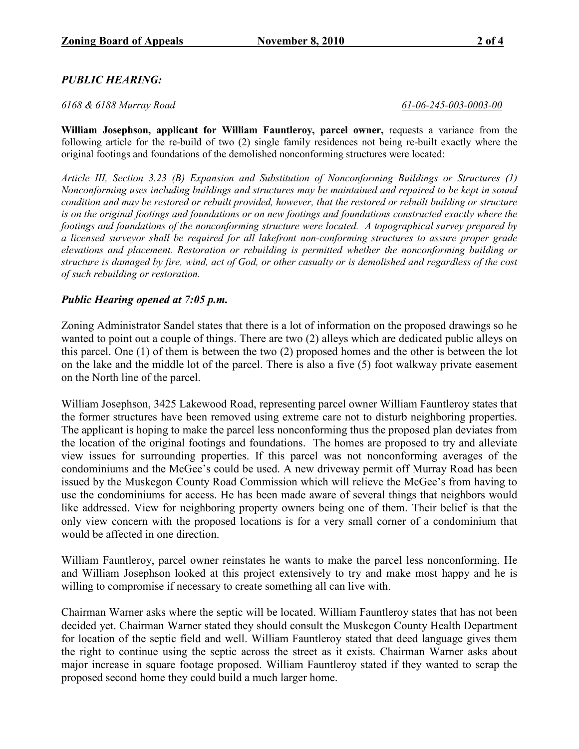*PUBLIC HEARING:*

*6168 & 6188 Murray Road* *61-06-245-003-0003-00*

**William Josephson, applicant for William Fauntleroy, parcel owner,** requests a variance from the following article for the re-build of two (2) single family residences not being re-built exactly where the original footings and foundations of the demolished nonconforming structures were located:

*Article III, Section 3.23 (B) Expansion and Substitution of Nonconforming Buildings or Structures (1) Nonconforming uses including buildings and structures may be maintained and repaired to be kept in sound condition and may be restored or rebuilt provided, however, that the restored or rebuilt building or structure is on the original footings and foundations or on new footings and foundations constructed exactly where the footings and foundations of the nonconforming structure were located. A topographical survey prepared by a licensed surveyor shall be required for all lakefront non-conforming structures to assure proper grade elevations and placement. Restoration or rebuilding is permitted whether the nonconforming building or structure is damaged by fire, wind, act of God, or other casualty or is demolished and regardless of the cost of such rebuilding or restoration.*

***Public Hearing opened at 7:05 p.m.***

Zoning Administrator Sandel states that there is a lot of information on the proposed drawings so he wanted to point out a couple of things. There are two (2) alleys which are dedicated public alleys on this parcel. One (1) of them is between the two (2) proposed homes and the other is between the lot on the lake and the middle lot of the parcel. There is also a five (5) foot walkway private easement on the North line of the parcel.

William Josephson, 3425 Lakewood Road, representing parcel owner William Fauntleroy states that the former structures have been removed using extreme care not to disturb neighboring properties. The applicant is hoping to make the parcel less nonconforming thus the proposed plan deviates from the location of the original footings and foundations. The homes are proposed to try and alleviate view issues for surrounding properties. If this parcel was not nonconforming averages of the condominiums and the McGee's could be used. A new driveway permit off Murray Road has been issued by the Muskegon County Road Commission which will relieve the McGee's from having to use the condominiums for access. He has been made aware of several things that neighbors would like addressed. View for neighboring property owners being one of them. Their belief is that the only view concern with the proposed locations is for a very small corner of a condominium that would be affected in one direction.

William Fauntleroy, parcel owner reinstates he wants to make the parcel less nonconforming. He and William Josephson looked at this project extensively to try and make most happy and he is willing to compromise if necessary to create something all can live with.

Chairman Warner asks where the septic will be located. William Fauntleroy states that has not been decided yet. Chairman Warner stated they should consult the Muskegon County Health Department for location of the septic field and well. William Fauntleroy stated that deed language gives them the right to continue using the septic across the street as it exists. Chairman Warner asks about major increase in square footage proposed. William Fauntleroy stated if they wanted to scrap the proposed second home they could build a much larger home.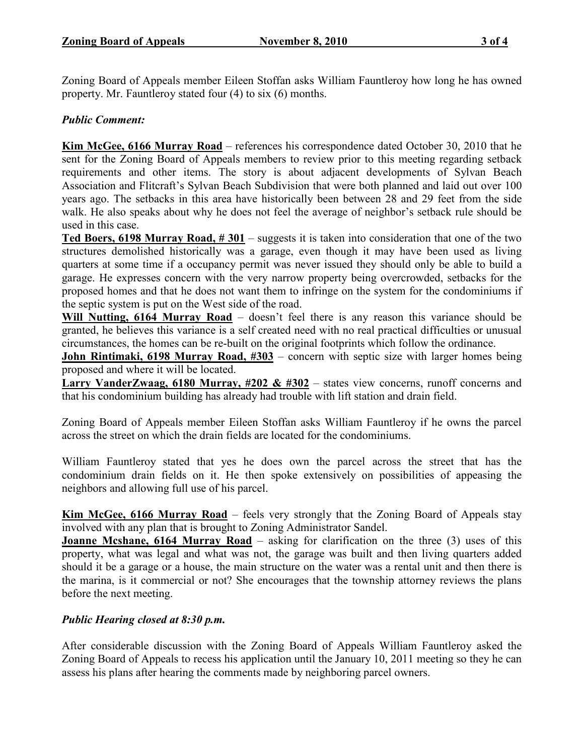Zoning Board of Appeals member Eileen Stoffan asks William Fauntleroy how long he has owned property. Mr. Fauntleroy stated four (4) to six (6) months.

***Public Comment:***

**Kim McGee, 6166 Murray Road** – references his correspondence dated October 30, 2010 that he sent for the Zoning Board of Appeals members to review prior to this meeting regarding setback requirements and other items. The story is about adjacent developments of Sylvan Beach Association and Flitcraft's Sylvan Beach Subdivision that were both planned and laid out over 100 years ago. The setbacks in this area have historically been between 28 and 29 feet from the side walk. He also speaks about why he does not feel the average of neighbor's setback rule should be used in this case.

**Ted Boers, 6198 Murray Road, # 301** – suggests it is taken into consideration that one of the two structures demolished historically was a garage, even though it may have been used as living quarters at some time if a occupancy permit was never issued they should only be able to build a garage. He expresses concern with the very narrow property being overcrowded, setbacks for the proposed homes and that he does not want them to infringe on the system for the condominiums if the septic system is put on the West side of the road.

**Will Nutting, 6164 Murray Road** – doesn't feel there is any reason this variance should be granted, he believes this variance is a self created need with no real practical difficulties or unusual circumstances, the homes can be re-built on the original footprints which follow the ordinance.

**John Rintimaki, 6198 Murray Road, #303** – concern with septic size with larger homes being proposed and where it will be located.

**Larry VanderZwaag, 6180 Murray, #202 & #302** – states view concerns, runoff concerns and that his condominium building has already had trouble with lift station and drain field.

Zoning Board of Appeals member Eileen Stoffan asks William Fauntleroy if he owns the parcel across the street on which the drain fields are located for the condominiums.

William Fauntleroy stated that yes he does own the parcel across the street that has the condominium drain fields on it. He then spoke extensively on possibilities of appeasing the neighbors and allowing full use of his parcel.

**Kim McGee, 6166 Murray Road** – feels very strongly that the Zoning Board of Appeals stay involved with any plan that is brought to Zoning Administrator Sandel.

**Joanne Mcshane, 6164 Murray Road** – asking for clarification on the three (3) uses of this property, what was legal and what was not, the garage was built and then living quarters added should it be a garage or a house, the main structure on the water was a rental unit and then there is the marina, is it commercial or not? She encourages that the township attorney reviews the plans before the next meeting.

***Public Hearing closed at 8:30 p.m.***

After considerable discussion with the Zoning Board of Appeals William Fauntleroy asked the Zoning Board of Appeals to recess his application until the January 10, 2011 meeting so they he can assess his plans after hearing the comments made by neighboring parcel owners.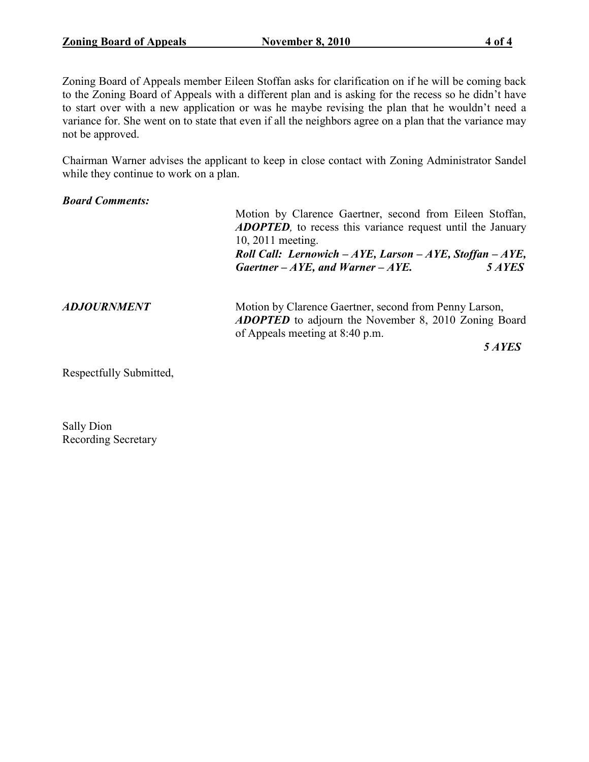Zoning Board of Appeals member Eileen Stoffan asks for clarification on if he will be coming back to the Zoning Board of Appeals with a different plan and is asking for the recess so he didn't have to start over with a new application or was he maybe revising the plan that he wouldn't need a variance for. She went on to state that even if all the neighbors agree on a plan that the variance may not be approved.

Chairman Warner advises the applicant to keep in close contact with Zoning Administrator Sandel while they continue to work on a plan.

***Board Comments:***

Motion by Clarence Gaertner, second from Eileen Stoffan, ***ADOPTED***, to recess this variance request until the January 10, 2011 meeting.
***Roll Call: Lernowich – AYE, Larson – AYE, Stoffan – AYE, Gaertner – AYE, and Warner – AYE.*** ***5 AYES***

***ADJOURNMENT***

Motion by Clarence Gaertner, second from Penny Larson, ***ADOPTED*** to adjourn the November 8, 2010 Zoning Board of Appeals meeting at 8:40 p.m.

***5 AYES***

Respectfully Submitted,

Sally Dion
Recording Secretary